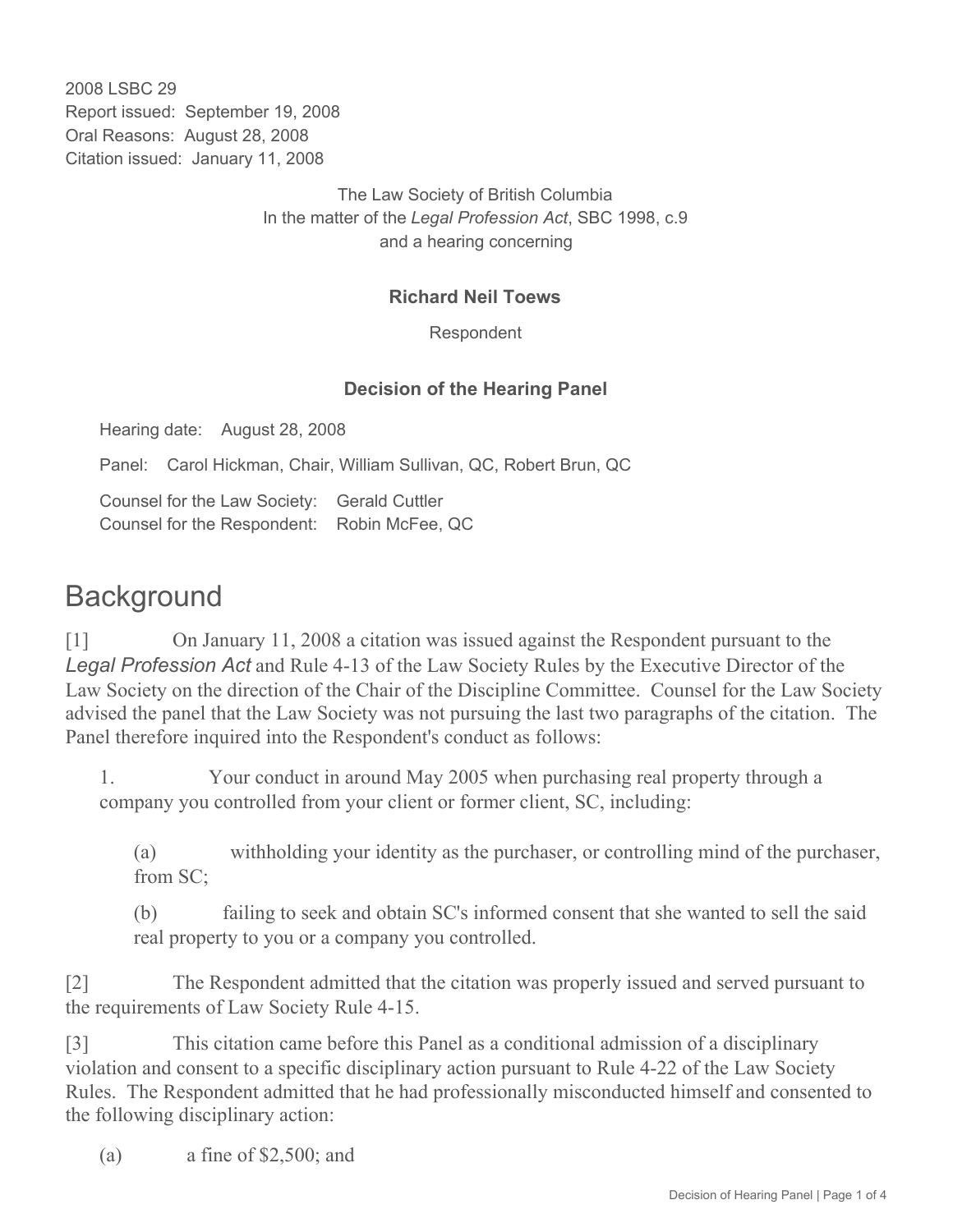2008 LSBC 29
Report issued: September 19, 2008
Oral Reasons: August 28, 2008
Citation issued: January 11, 2008

The Law Society of British Columbia
In the matter of the *Legal Profession Act*, SBC 1998, c.9
and a hearing concerning

**Richard Neil Toews**

Respondent

**Decision of the Hearing Panel**

Hearing date: August 28, 2008

Panel: Carol Hickman, Chair, William Sullivan, QC, Robert Brun, QC

Counsel for the Law Society: Gerald Cuttler
Counsel for the Respondent: Robin McFee, QC

# Background

[1] On January 11, 2008 a citation was issued against the Respondent pursuant to the *Legal Profession Act* and Rule 4-13 of the Law Society Rules by the Executive Director of the Law Society on the direction of the Chair of the Discipline Committee. Counsel for the Law Society advised the panel that the Law Society was not pursuing the last two paragraphs of the citation. The Panel therefore inquired into the Respondent's conduct as follows:

1. Your conduct in around May 2005 when purchasing real property through a company you controlled from your client or former client, SC, including:

   (a) withholding your identity as the purchaser, or controlling mind of the purchaser, from SC;

   (b) failing to seek and obtain SC's informed consent that she wanted to sell the said real property to you or a company you controlled.

[2] The Respondent admitted that the citation was properly issued and served pursuant to the requirements of Law Society Rule 4-15.

[3] This citation came before this Panel as a conditional admission of a disciplinary violation and consent to a specific disciplinary action pursuant to Rule 4-22 of the Law Society Rules. The Respondent admitted that he had professionally misconducted himself and consented to the following disciplinary action:

(a) a fine of $2,500; and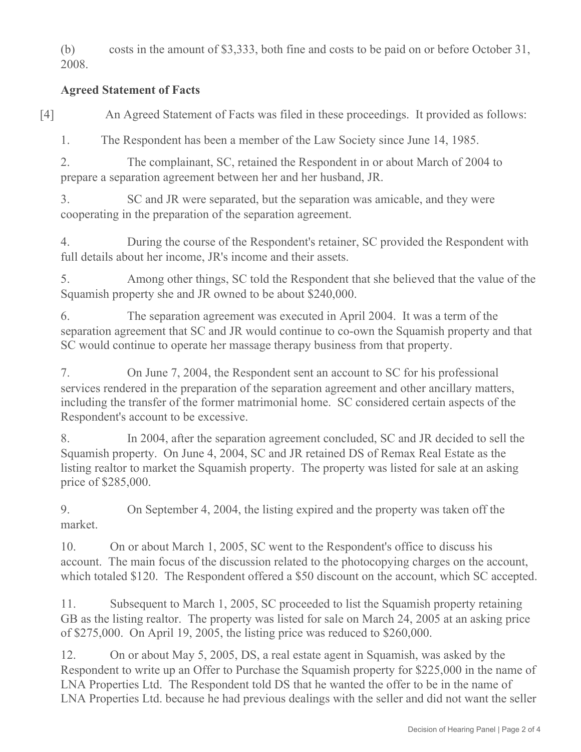(b) costs in the amount of $3,333, both fine and costs to be paid on or before October 31, 2008.

**Agreed Statement of Facts**

[4] An Agreed Statement of Facts was filed in these proceedings. It provided as follows:

1. The Respondent has been a member of the Law Society since June 14, 1985.

2. The complainant, SC, retained the Respondent in or about March of 2004 to prepare a separation agreement between her and her husband, JR.

3. SC and JR were separated, but the separation was amicable, and they were cooperating in the preparation of the separation agreement.

4. During the course of the Respondent's retainer, SC provided the Respondent with full details about her income, JR's income and their assets.

5. Among other things, SC told the Respondent that she believed that the value of the Squamish property she and JR owned to be about $240,000.

6. The separation agreement was executed in April 2004. It was a term of the separation agreement that SC and JR would continue to co-own the Squamish property and that SC would continue to operate her massage therapy business from that property.

7. On June 7, 2004, the Respondent sent an account to SC for his professional services rendered in the preparation of the separation agreement and other ancillary matters, including the transfer of the former matrimonial home. SC considered certain aspects of the Respondent's account to be excessive.

8. In 2004, after the separation agreement concluded, SC and JR decided to sell the Squamish property. On June 4, 2004, SC and JR retained DS of Remax Real Estate as the listing realtor to market the Squamish property. The property was listed for sale at an asking price of $285,000.

9. On September 4, 2004, the listing expired and the property was taken off the market.

10. On or about March 1, 2005, SC went to the Respondent's office to discuss his account. The main focus of the discussion related to the photocopying charges on the account, which totaled $120. The Respondent offered a $50 discount on the account, which SC accepted.

11. Subsequent to March 1, 2005, SC proceeded to list the Squamish property retaining GB as the listing realtor. The property was listed for sale on March 24, 2005 at an asking price of $275,000. On April 19, 2005, the listing price was reduced to $260,000.

12. On or about May 5, 2005, DS, a real estate agent in Squamish, was asked by the Respondent to write up an Offer to Purchase the Squamish property for $225,000 in the name of LNA Properties Ltd. The Respondent told DS that he wanted the offer to be in the name of LNA Properties Ltd. because he had previous dealings with the seller and did not want the seller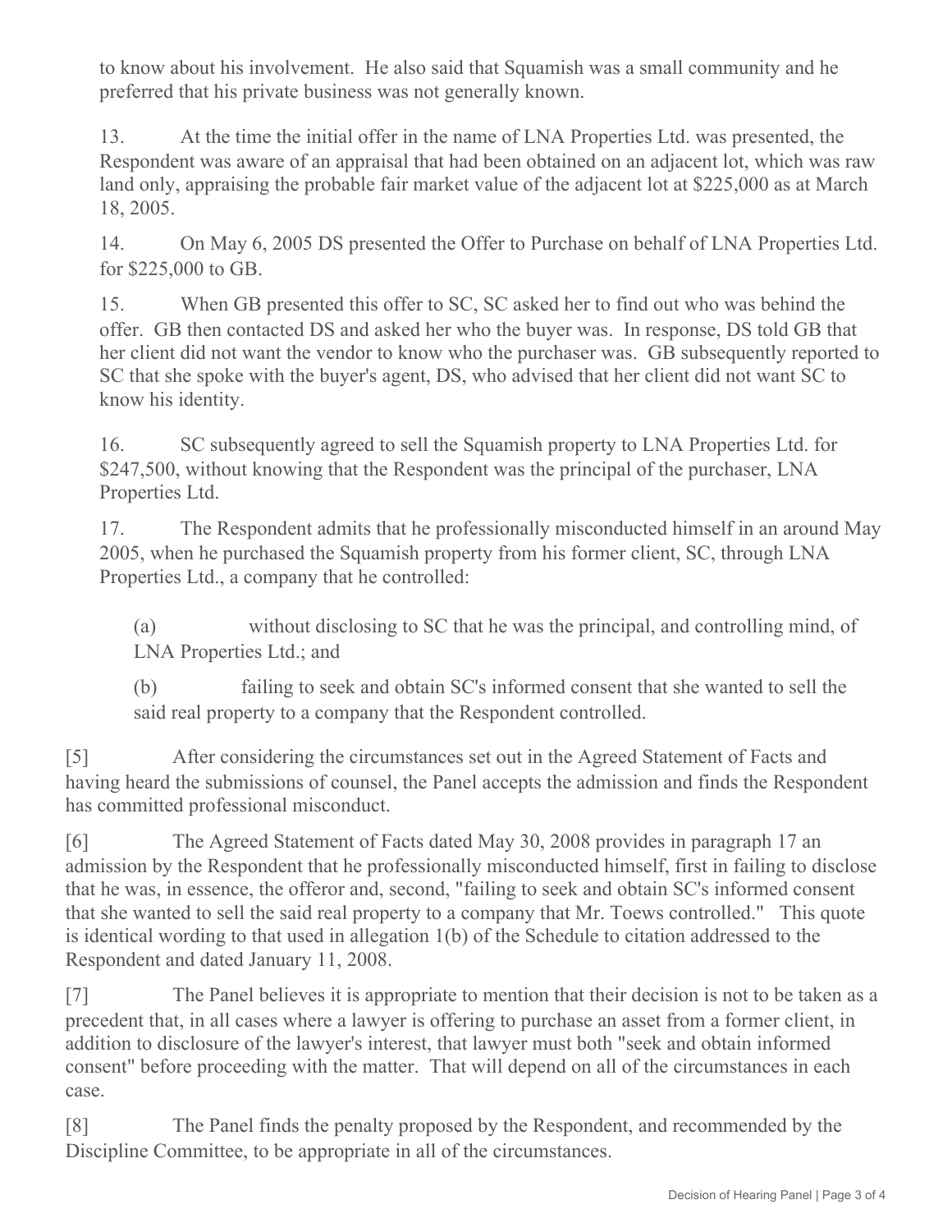to know about his involvement. He also said that Squamish was a small community and he preferred that his private business was not generally known.

13. At the time the initial offer in the name of LNA Properties Ltd. was presented, the Respondent was aware of an appraisal that had been obtained on an adjacent lot, which was raw land only, appraising the probable fair market value of the adjacent lot at $225,000 as at March 18, 2005.

14. On May 6, 2005 DS presented the Offer to Purchase on behalf of LNA Properties Ltd. for $225,000 to GB.

15. When GB presented this offer to SC, SC asked her to find out who was behind the offer. GB then contacted DS and asked her who the buyer was. In response, DS told GB that her client did not want the vendor to know who the purchaser was. GB subsequently reported to SC that she spoke with the buyer's agent, DS, who advised that her client did not want SC to know his identity.

16. SC subsequently agreed to sell the Squamish property to LNA Properties Ltd. for $247,500, without knowing that the Respondent was the principal of the purchaser, LNA Properties Ltd.

17. The Respondent admits that he professionally misconducted himself in an around May 2005, when he purchased the Squamish property from his former client, SC, through LNA Properties Ltd., a company that he controlled:

(a) without disclosing to SC that he was the principal, and controlling mind, of LNA Properties Ltd.; and

(b) failing to seek and obtain SC's informed consent that she wanted to sell the said real property to a company that the Respondent controlled.

[5] After considering the circumstances set out in the Agreed Statement of Facts and having heard the submissions of counsel, the Panel accepts the admission and finds the Respondent has committed professional misconduct.

[6] The Agreed Statement of Facts dated May 30, 2008 provides in paragraph 17 an admission by the Respondent that he professionally misconducted himself, first in failing to disclose that he was, in essence, the offeror and, second, "failing to seek and obtain SC's informed consent that she wanted to sell the said real property to a company that Mr. Toews controlled." This quote is identical wording to that used in allegation 1(b) of the Schedule to citation addressed to the Respondent and dated January 11, 2008.

[7] The Panel believes it is appropriate to mention that their decision is not to be taken as a precedent that, in all cases where a lawyer is offering to purchase an asset from a former client, in addition to disclosure of the lawyer's interest, that lawyer must both "seek and obtain informed consent" before proceeding with the matter. That will depend on all of the circumstances in each case.

[8] The Panel finds the penalty proposed by the Respondent, and recommended by the Discipline Committee, to be appropriate in all of the circumstances.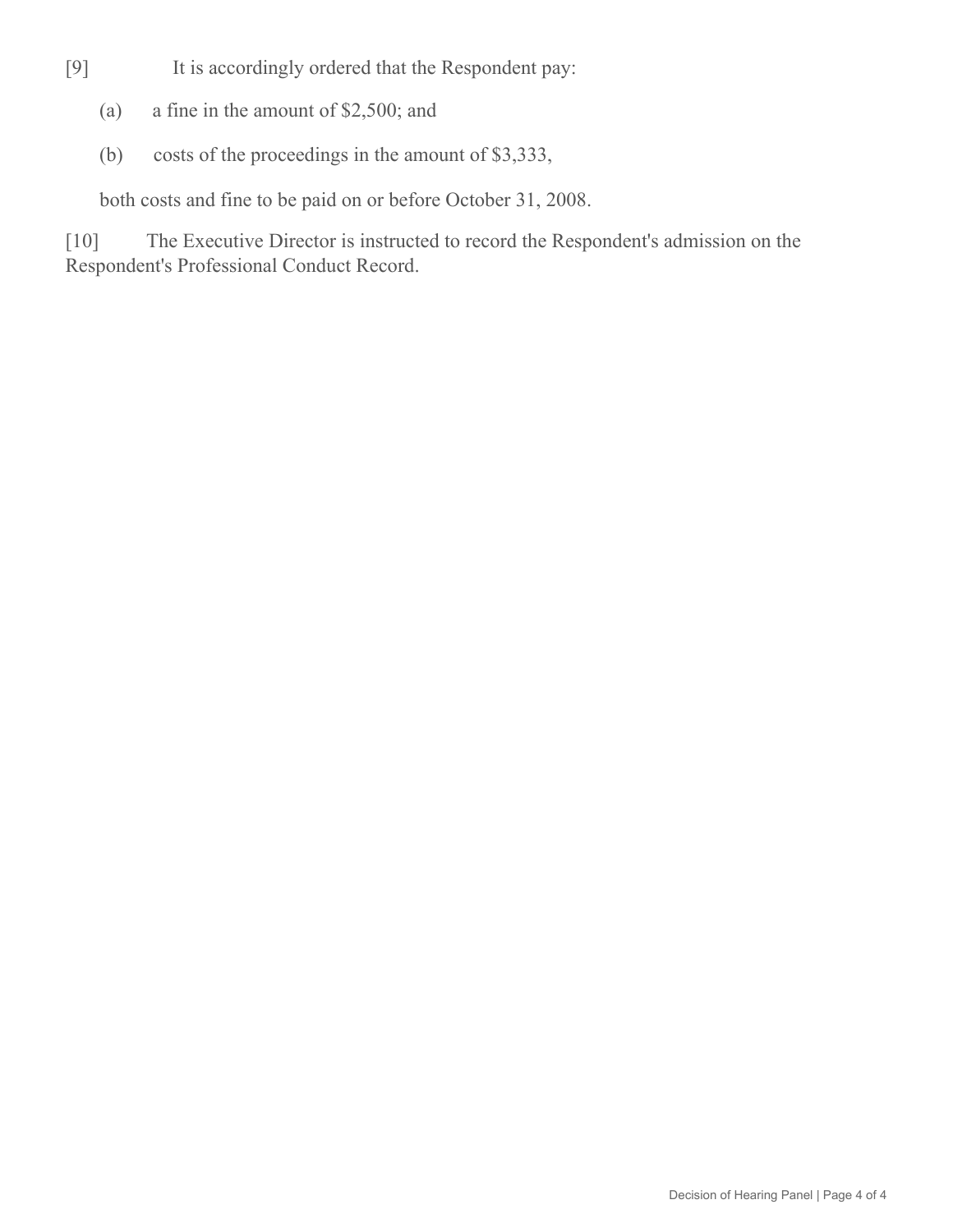[9] It is accordingly ordered that the Respondent pay:

(a) a fine in the amount of $2,500; and

(b) costs of the proceedings in the amount of $3,333,

both costs and fine to be paid on or before October 31, 2008.

[10] The Executive Director is instructed to record the Respondent's admission on the Respondent's Professional Conduct Record.